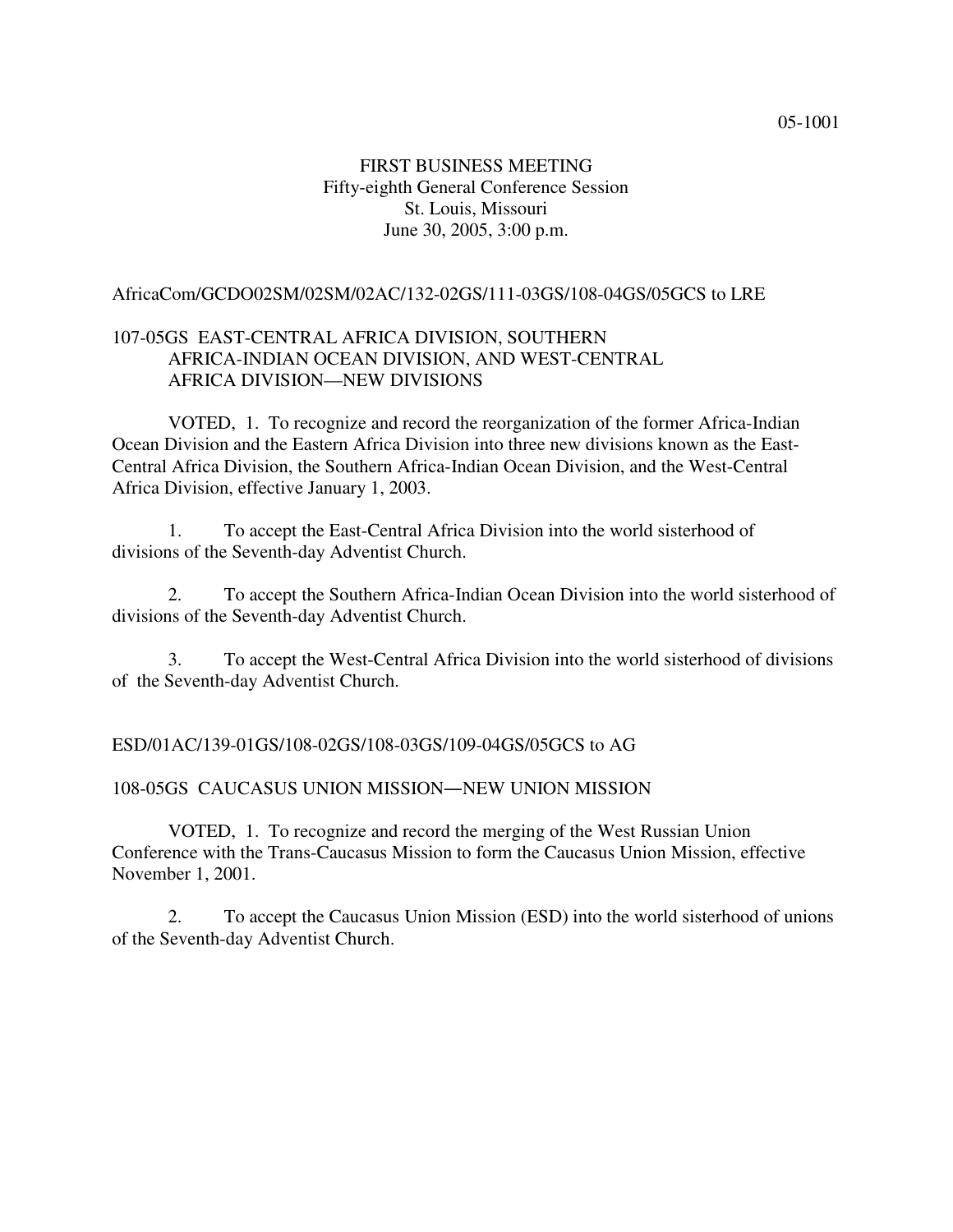05-1001

FIRST BUSINESS MEETING
Fifty-eighth General Conference Session
St. Louis, Missouri
June 30, 2005, 3:00 p.m.

AfricaCom/GCDO02SM/02SM/02AC/132-02GS/111-03GS/108-04GS/05GCS to LRE

## 107-05GS EAST-CENTRAL AFRICA DIVISION, SOUTHERN AFRICA-INDIAN OCEAN DIVISION, AND WEST-CENTRAL AFRICA DIVISION—NEW DIVISIONS

VOTED, 1. To recognize and record the reorganization of the former Africa-Indian Ocean Division and the Eastern Africa Division into three new divisions known as the East-Central Africa Division, the Southern Africa-Indian Ocean Division, and the West-Central Africa Division, effective January 1, 2003.

1. To accept the East-Central Africa Division into the world sisterhood of divisions of the Seventh-day Adventist Church.

2. To accept the Southern Africa-Indian Ocean Division into the world sisterhood of divisions of the Seventh-day Adventist Church.

3. To accept the West-Central Africa Division into the world sisterhood of divisions of the Seventh-day Adventist Church.

ESD/01AC/139-01GS/108-02GS/108-03GS/109-04GS/05GCS to AG

## 108-05GS CAUCASUS UNION MISSION—NEW UNION MISSION

VOTED, 1. To recognize and record the merging of the West Russian Union Conference with the Trans-Caucasus Mission to form the Caucasus Union Mission, effective November 1, 2001.

2. To accept the Caucasus Union Mission (ESD) into the world sisterhood of unions of the Seventh-day Adventist Church.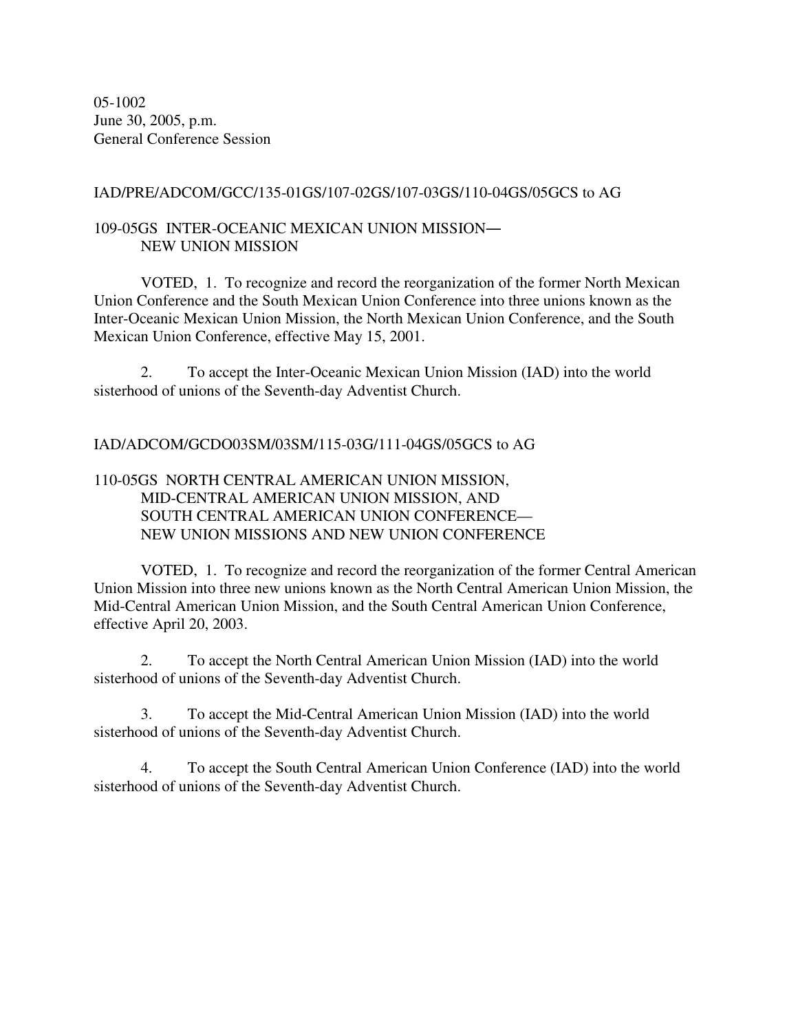05-1002
June 30, 2005, p.m.
General Conference Session

IAD/PRE/ADCOM/GCC/135-01GS/107-02GS/107-03GS/110-04GS/05GCS to AG

109-05GS INTER-OCEANIC MEXICAN UNION MISSION—
NEW UNION MISSION

VOTED, 1. To recognize and record the reorganization of the former North Mexican Union Conference and the South Mexican Union Conference into three unions known as the Inter-Oceanic Mexican Union Mission, the North Mexican Union Conference, and the South Mexican Union Conference, effective May 15, 2001.

2. To accept the Inter-Oceanic Mexican Union Mission (IAD) into the world sisterhood of unions of the Seventh-day Adventist Church.

IAD/ADCOM/GCDO03SM/03SM/115-03G/111-04GS/05GCS to AG

110-05GS NORTH CENTRAL AMERICAN UNION MISSION,
MID-CENTRAL AMERICAN UNION MISSION, AND
SOUTH CENTRAL AMERICAN UNION CONFERENCE—
NEW UNION MISSIONS AND NEW UNION CONFERENCE

VOTED, 1. To recognize and record the reorganization of the former Central American Union Mission into three new unions known as the North Central American Union Mission, the Mid-Central American Union Mission, and the South Central American Union Conference, effective April 20, 2003.

2. To accept the North Central American Union Mission (IAD) into the world sisterhood of unions of the Seventh-day Adventist Church.

3. To accept the Mid-Central American Union Mission (IAD) into the world sisterhood of unions of the Seventh-day Adventist Church.

4. To accept the South Central American Union Conference (IAD) into the world sisterhood of unions of the Seventh-day Adventist Church.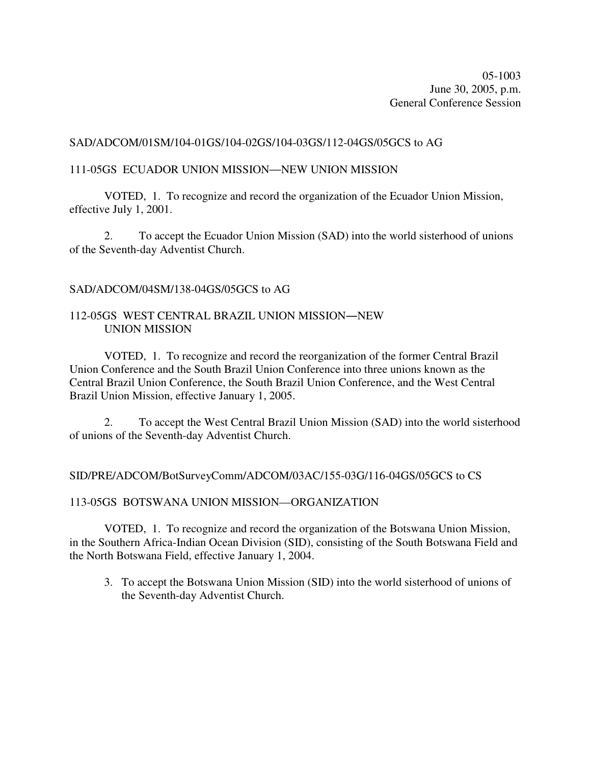05-1003
June 30, 2005, p.m.
General Conference Session

SAD/ADCOM/01SM/104-01GS/104-02GS/104-03GS/112-04GS/05GCS to AG

111-05GS ECUADOR UNION MISSION—NEW UNION MISSION

VOTED, 1. To recognize and record the organization of the Ecuador Union Mission, effective July 1, 2001.

2. To accept the Ecuador Union Mission (SAD) into the world sisterhood of unions of the Seventh-day Adventist Church.

SAD/ADCOM/04SM/138-04GS/05GCS to AG

112-05GS WEST CENTRAL BRAZIL UNION MISSION—NEW UNION MISSION

VOTED, 1. To recognize and record the reorganization of the former Central Brazil Union Conference and the South Brazil Union Conference into three unions known as the Central Brazil Union Conference, the South Brazil Union Conference, and the West Central Brazil Union Mission, effective January 1, 2005.

2. To accept the West Central Brazil Union Mission (SAD) into the world sisterhood of unions of the Seventh-day Adventist Church.

SID/PRE/ADCOM/BotSurveyComm/ADCOM/03AC/155-03G/116-04GS/05GCS to CS

113-05GS BOTSWANA UNION MISSION—ORGANIZATION

VOTED, 1. To recognize and record the organization of the Botswana Union Mission, in the Southern Africa-Indian Ocean Division (SID), consisting of the South Botswana Field and the North Botswana Field, effective January 1, 2004.

3. To accept the Botswana Union Mission (SID) into the world sisterhood of unions of the Seventh-day Adventist Church.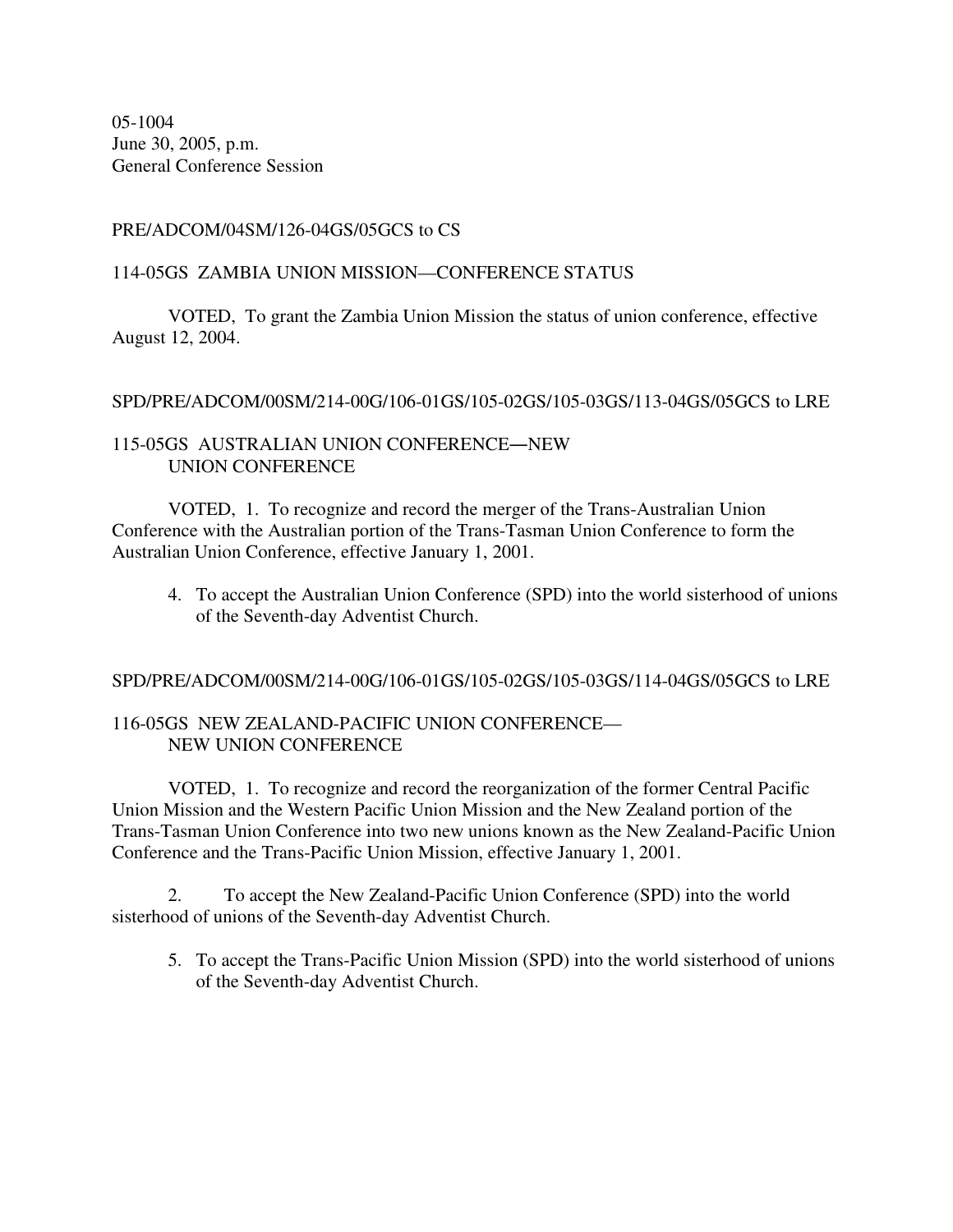05-1004
June 30, 2005, p.m.
General Conference Session

PRE/ADCOM/04SM/126-04GS/05GCS to CS

114-05GS ZAMBIA UNION MISSION—CONFERENCE STATUS

VOTED, To grant the Zambia Union Mission the status of union conference, effective August 12, 2004.

SPD/PRE/ADCOM/00SM/214-00G/106-01GS/105-02GS/105-03GS/113-04GS/05GCS to LRE

115-05GS AUSTRALIAN UNION CONFERENCE—NEW UNION CONFERENCE

VOTED, 1. To recognize and record the merger of the Trans-Australian Union Conference with the Australian portion of the Trans-Tasman Union Conference to form the Australian Union Conference, effective January 1, 2001.

4. To accept the Australian Union Conference (SPD) into the world sisterhood of unions of the Seventh-day Adventist Church.

SPD/PRE/ADCOM/00SM/214-00G/106-01GS/105-02GS/105-03GS/114-04GS/05GCS to LRE

116-05GS NEW ZEALAND-PACIFIC UNION CONFERENCE—NEW UNION CONFERENCE

VOTED, 1. To recognize and record the reorganization of the former Central Pacific Union Mission and the Western Pacific Union Mission and the New Zealand portion of the Trans-Tasman Union Conference into two new unions known as the New Zealand-Pacific Union Conference and the Trans-Pacific Union Mission, effective January 1, 2001.

2. To accept the New Zealand-Pacific Union Conference (SPD) into the world sisterhood of unions of the Seventh-day Adventist Church.

5. To accept the Trans-Pacific Union Mission (SPD) into the world sisterhood of unions of the Seventh-day Adventist Church.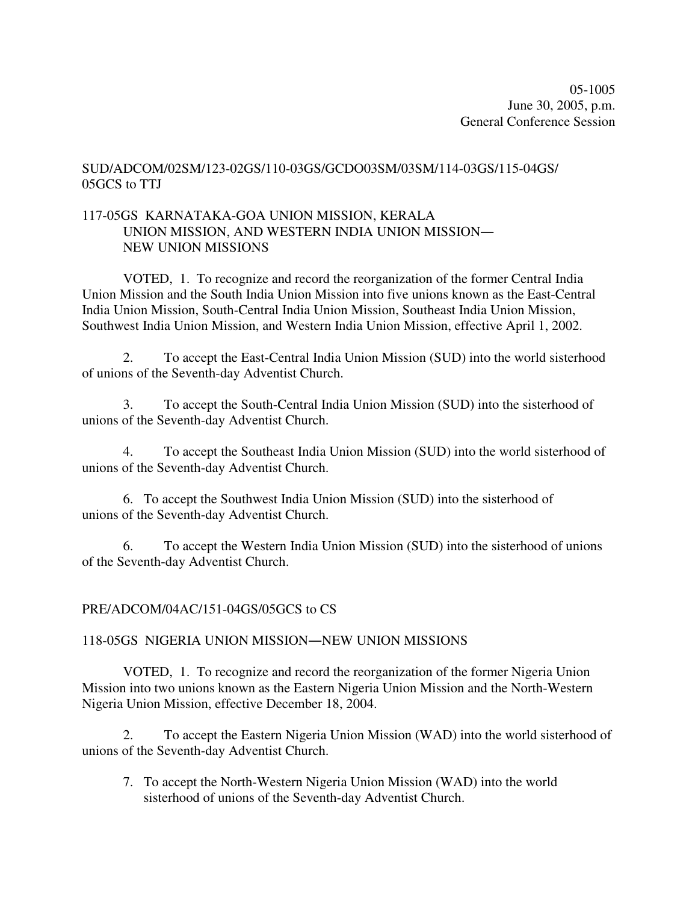05-1005
June 30, 2005, p.m.
General Conference Session

SUD/ADCOM/02SM/123-02GS/110-03GS/GCDO03SM/03SM/114-03GS/115-04GS/05GCS to TTJ

117-05GS KARNATAKA-GOA UNION MISSION, KERALA UNION MISSION, AND WESTERN INDIA UNION MISSION—NEW UNION MISSIONS

VOTED, 1. To recognize and record the reorganization of the former Central India Union Mission and the South India Union Mission into five unions known as the East-Central India Union Mission, South-Central India Union Mission, Southeast India Union Mission, Southwest India Union Mission, and Western India Union Mission, effective April 1, 2002.

2. To accept the East-Central India Union Mission (SUD) into the world sisterhood of unions of the Seventh-day Adventist Church.

3. To accept the South-Central India Union Mission (SUD) into the sisterhood of unions of the Seventh-day Adventist Church.

4. To accept the Southeast India Union Mission (SUD) into the world sisterhood of unions of the Seventh-day Adventist Church.

6. To accept the Southwest India Union Mission (SUD) into the sisterhood of unions of the Seventh-day Adventist Church.

6. To accept the Western India Union Mission (SUD) into the sisterhood of unions of the Seventh-day Adventist Church.

PRE/ADCOM/04AC/151-04GS/05GCS to CS

118-05GS NIGERIA UNION MISSION—NEW UNION MISSIONS

VOTED, 1. To recognize and record the reorganization of the former Nigeria Union Mission into two unions known as the Eastern Nigeria Union Mission and the North-Western Nigeria Union Mission, effective December 18, 2004.

2. To accept the Eastern Nigeria Union Mission (WAD) into the world sisterhood of unions of the Seventh-day Adventist Church.

7. To accept the North-Western Nigeria Union Mission (WAD) into the world sisterhood of unions of the Seventh-day Adventist Church.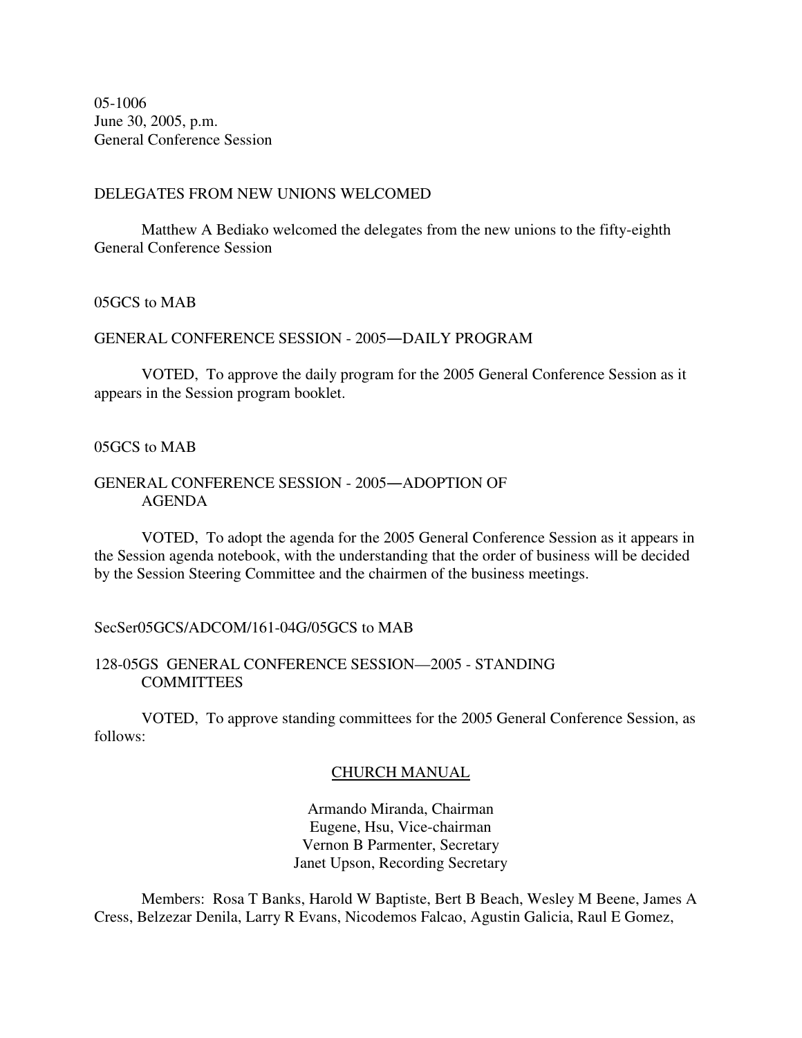05-1006
June 30, 2005, p.m.
General Conference Session

DELEGATES FROM NEW UNIONS WELCOMED

Matthew A Bediako welcomed the delegates from the new unions to the fifty-eighth General Conference Session

05GCS to MAB

GENERAL CONFERENCE SESSION - 2005―DAILY PROGRAM

VOTED, To approve the daily program for the 2005 General Conference Session as it appears in the Session program booklet.

05GCS to MAB

GENERAL CONFERENCE SESSION - 2005―ADOPTION OF AGENDA

VOTED, To adopt the agenda for the 2005 General Conference Session as it appears in the Session agenda notebook, with the understanding that the order of business will be decided by the Session Steering Committee and the chairmen of the business meetings.

SecSer05GCS/ADCOM/161-04G/05GCS to MAB

128-05GS GENERAL CONFERENCE SESSION—2005 - STANDING COMMITTEES

VOTED, To approve standing committees for the 2005 General Conference Session, as follows:

<u>CHURCH MANUAL</u>

Armando Miranda, Chairman
Eugene, Hsu, Vice-chairman
Vernon B Parmenter, Secretary
Janet Upson, Recording Secretary

Members: Rosa T Banks, Harold W Baptiste, Bert B Beach, Wesley M Beene, James A Cress, Belzezar Denila, Larry R Evans, Nicodemos Falcao, Agustin Galicia, Raul E Gomez,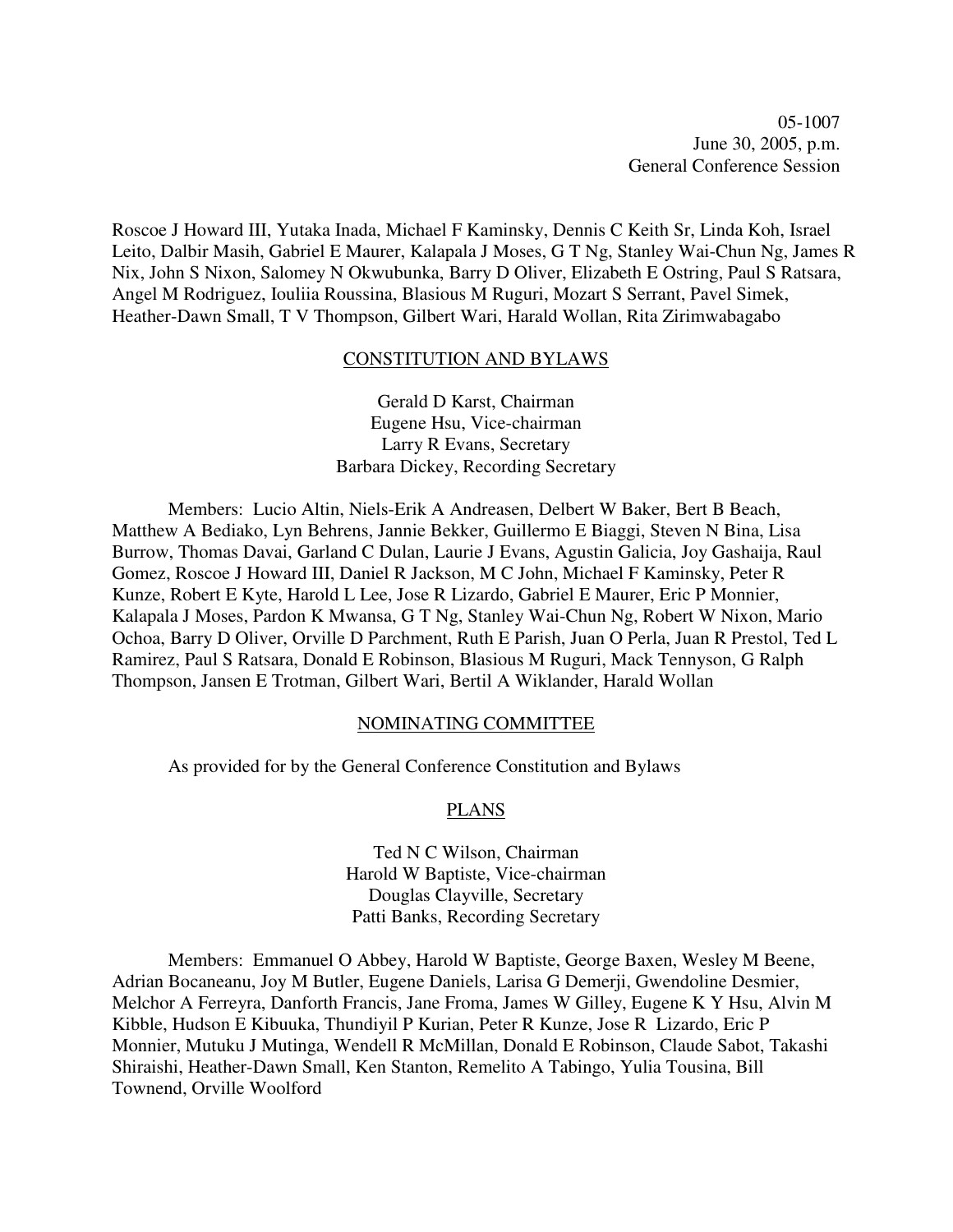Roscoe J Howard III, Yutaka Inada, Michael F Kaminsky, Dennis C Keith Sr, Linda Koh, Israel Leito, Dalbir Masih, Gabriel E Maurer, Kalapala J Moses, G T Ng, Stanley Wai-Chun Ng, James R Nix, John S Nixon, Salomey N Okwubunka, Barry D Oliver, Elizabeth E Ostring, Paul S Ratsara, Angel M Rodriguez, Iouliia Roussina, Blasious M Ruguri, Mozart S Serrant, Pavel Simek, Heather-Dawn Small, T V Thompson, Gilbert Wari, Harald Wollan, Rita Zirimwabagabo

## CONSTITUTION AND BYLAWS

Gerald D Karst, Chairman
Eugene Hsu, Vice-chairman
Larry R Evans, Secretary
Barbara Dickey, Recording Secretary

Members: Lucio Altin, Niels-Erik A Andreasen, Delbert W Baker, Bert B Beach, Matthew A Bediako, Lyn Behrens, Jannie Bekker, Guillermo E Biaggi, Steven N Bina, Lisa Burrow, Thomas Davai, Garland C Dulan, Laurie J Evans, Agustin Galicia, Joy Gashaija, Raul Gomez, Roscoe J Howard III, Daniel R Jackson, M C John, Michael F Kaminsky, Peter R Kunze, Robert E Kyte, Harold L Lee, Jose R Lizardo, Gabriel E Maurer, Eric P Monnier, Kalapala J Moses, Pardon K Mwansa, G T Ng, Stanley Wai-Chun Ng, Robert W Nixon, Mario Ochoa, Barry D Oliver, Orville D Parchment, Ruth E Parish, Juan O Perla, Juan R Prestol, Ted L Ramirez, Paul S Ratsara, Donald E Robinson, Blasious M Ruguri, Mack Tennyson, G Ralph Thompson, Jansen E Trotman, Gilbert Wari, Bertil A Wiklander, Harald Wollan

## NOMINATING COMMITTEE

As provided for by the General Conference Constitution and Bylaws

## PLANS

Ted N C Wilson, Chairman
Harold W Baptiste, Vice-chairman
Douglas Clayville, Secretary
Patti Banks, Recording Secretary

Members: Emmanuel O Abbey, Harold W Baptiste, George Baxen, Wesley M Beene, Adrian Bocaneanu, Joy M Butler, Eugene Daniels, Larisa G Demerji, Gwendoline Desmier, Melchor A Ferreyra, Danforth Francis, Jane Froma, James W Gilley, Eugene K Y Hsu, Alvin M Kibble, Hudson E Kibuuka, Thundiyil P Kurian, Peter R Kunze, Jose R Lizardo, Eric P Monnier, Mutuku J Mutinga, Wendell R McMillan, Donald E Robinson, Claude Sabot, Takashi Shiraishi, Heather-Dawn Small, Ken Stanton, Remelito A Tabingo, Yulia Tousina, Bill Townend, Orville Woolford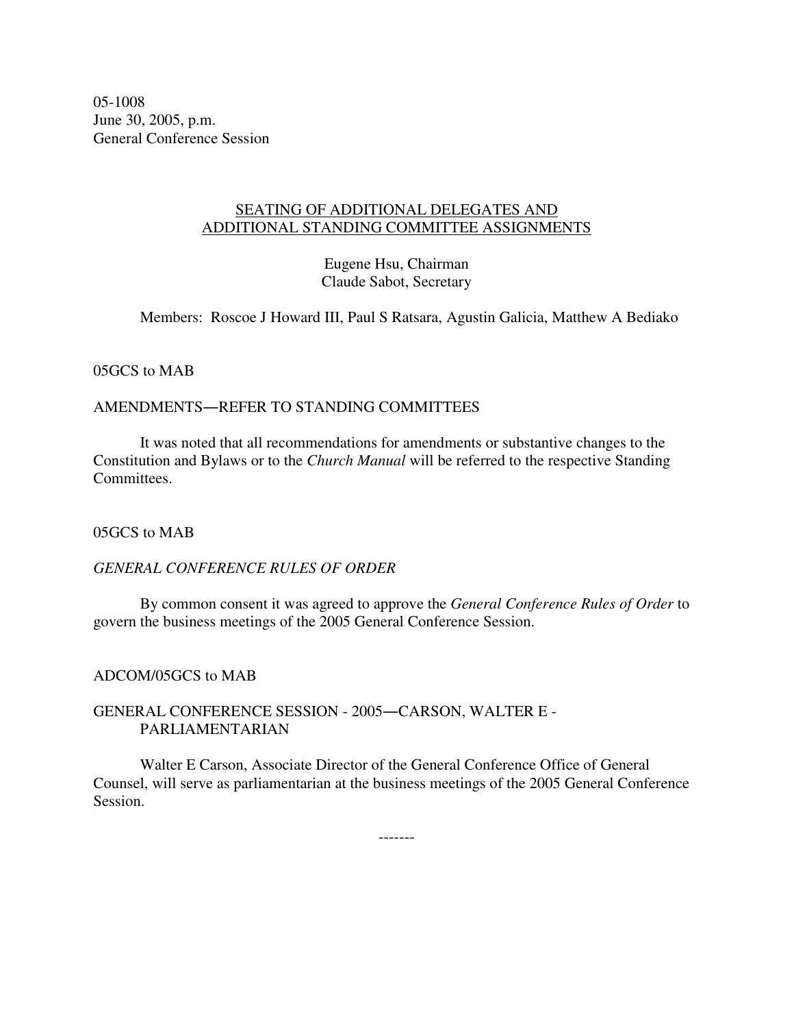05-1008
June 30, 2005, p.m.
General Conference Session

## SEATING OF ADDITIONAL DELEGATES AND ADDITIONAL STANDING COMMITTEE ASSIGNMENTS

Eugene Hsu, Chairman
Claude Sabot, Secretary

Members: Roscoe J Howard III, Paul S Ratsara, Agustin Galicia, Matthew A Bediako

05GCS to MAB

AMENDMENTS—REFER TO STANDING COMMITTEES

It was noted that all recommendations for amendments or substantive changes to the Constitution and Bylaws or to the *Church Manual* will be referred to the respective Standing Committees.

05GCS to MAB

*GENERAL CONFERENCE RULES OF ORDER*

By common consent it was agreed to approve the *General Conference Rules of Order* to govern the business meetings of the 2005 General Conference Session.

ADCOM/05GCS to MAB

GENERAL CONFERENCE SESSION - 2005—CARSON, WALTER E - PARLIAMENTARIAN

Walter E Carson, Associate Director of the General Conference Office of General Counsel, will serve as parliamentarian at the business meetings of the 2005 General Conference Session.

-------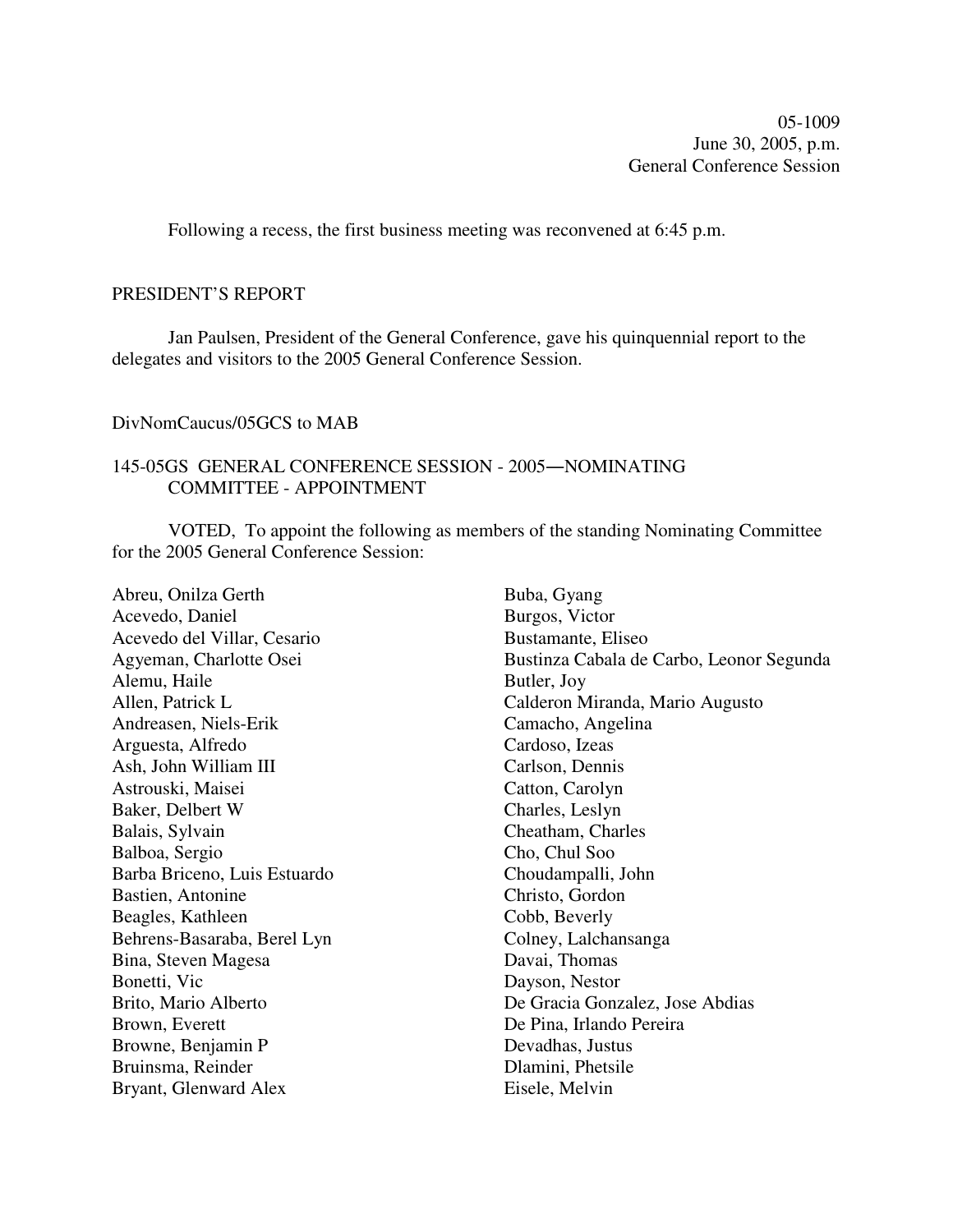05-1009
June 30, 2005, p.m.
General Conference Session

Following a recess, the first business meeting was reconvened at 6:45 p.m.

## PRESIDENT'S REPORT

Jan Paulsen, President of the General Conference, gave his quinquennial report to the delegates and visitors to the 2005 General Conference Session.

DivNomCaucus/05GCS to MAB

## 145-05GS GENERAL CONFERENCE SESSION - 2005—NOMINATING COMMITTEE - APPOINTMENT

VOTED, To appoint the following as members of the standing Nominating Committee for the 2005 General Conference Session:

Abreu, Onilza Gerth
Acevedo, Daniel
Acevedo del Villar, Cesario
Agyeman, Charlotte Osei
Alemu, Haile
Allen, Patrick L
Andreasen, Niels-Erik
Arguesta, Alfredo
Ash, John William III
Astrouski, Maisei
Baker, Delbert W
Balais, Sylvain
Balboa, Sergio
Barba Briceno, Luis Estuardo
Bastien, Antonine
Beagles, Kathleen
Behrens-Basaraba, Berel Lyn
Bina, Steven Magesa
Bonetti, Vic
Brito, Mario Alberto
Brown, Everett
Browne, Benjamin P
Bruinsma, Reinder
Bryant, Glenward Alex
Buba, Gyang
Burgos, Victor
Bustamante, Eliseo
Bustinza Cabala de Carbo, Leonor Segunda
Butler, Joy
Calderon Miranda, Mario Augusto
Camacho, Angelina
Cardoso, Izeas
Carlson, Dennis
Catton, Carolyn
Charles, Leslyn
Cheatham, Charles
Cho, Chul Soo
Choudampalli, John
Christo, Gordon
Cobb, Beverly
Colney, Lalchansanga
Davai, Thomas
Dayson, Nestor
De Gracia Gonzalez, Jose Abdias
De Pina, Irlando Pereira
Devadhas, Justus
Dlamini, Phetsile
Eisele, Melvin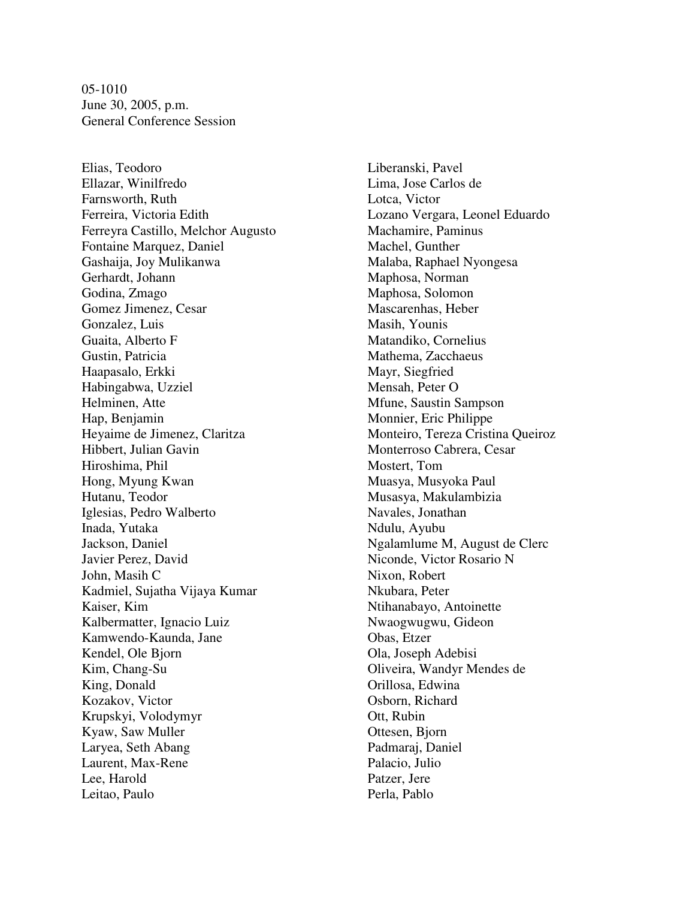05-1010
June 30, 2005, p.m.
General Conference Session

Elias, Teodoro
Ellazar, Winilfredo
Farnsworth, Ruth
Ferreira, Victoria Edith
Ferreyra Castillo, Melchor Augusto
Fontaine Marquez, Daniel
Gashaija, Joy Mulikanwa
Gerhardt, Johann
Godina, Zmago
Gomez Jimenez, Cesar
Gonzalez, Luis
Guaita, Alberto F
Gustin, Patricia
Haapasalo, Erkki
Habingabwa, Uzziel
Helminen, Atte
Hap, Benjamin
Heyaime de Jimenez, Claritza
Hibbert, Julian Gavin
Hiroshima, Phil
Hong, Myung Kwan
Hutanu, Teodor
Iglesias, Pedro Walberto
Inada, Yutaka
Jackson, Daniel
Javier Perez, David
John, Masih C
Kadmiel, Sujatha Vijaya Kumar
Kaiser, Kim
Kalbermatter, Ignacio Luiz
Kamwendo-Kaunda, Jane
Kendel, Ole Bjorn
Kim, Chang-Su
King, Donald
Kozakov, Victor
Krupskyi, Volodymyr
Kyaw, Saw Muller
Laryea, Seth Abang
Laurent, Max-Rene
Lee, Harold
Leitao, Paulo
Liberanski, Pavel
Lima, Jose Carlos de
Lotca, Victor
Lozano Vergara, Leonel Eduardo
Machamire, Paminus
Machel, Gunther
Malaba, Raphael Nyongesa
Maphosa, Norman
Maphosa, Solomon
Mascarenhas, Heber
Masih, Younis
Matandiko, Cornelius
Mathema, Zacchaeus
Mayr, Siegfried
Mensah, Peter O
Mfune, Saustin Sampson
Monnier, Eric Philippe
Monteiro, Tereza Cristina Queiroz
Monterroso Cabrera, Cesar
Mostert, Tom
Muasya, Musyoka Paul
Musasya, Makulambizia
Navales, Jonathan
Ndulu, Ayubu
Ngalamlume M, August de Clerc
Niconde, Victor Rosario N
Nixon, Robert
Nkubara, Peter
Ntihanabayo, Antoinette
Nwaogwugwu, Gideon
Obas, Etzer
Ola, Joseph Adebisi
Oliveira, Wandyr Mendes de
Orillosa, Edwina
Osborn, Richard
Ott, Rubin
Ottesen, Bjorn
Padmaraj, Daniel
Palacio, Julio
Patzer, Jere
Perla, Pablo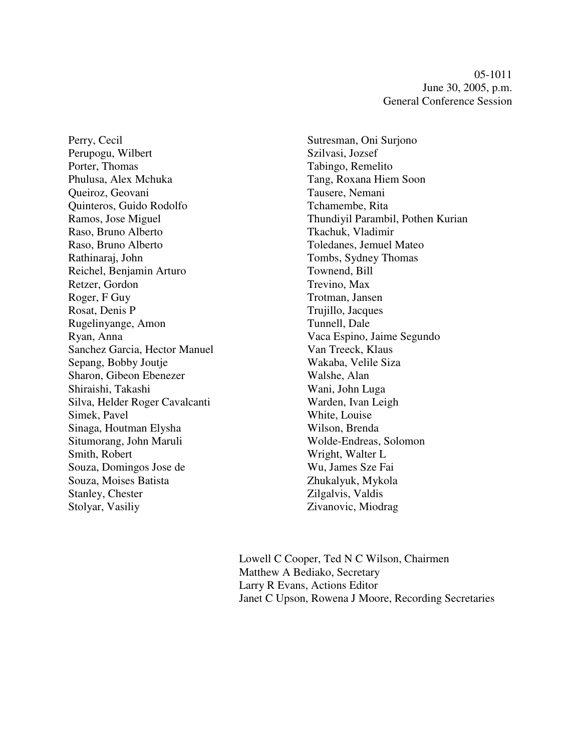05-1011
June 30, 2005, p.m.
General Conference Session

Perry, Cecil
Perupogu, Wilbert
Porter, Thomas
Phulusa, Alex Mchuka
Queiroz, Geovani
Quinteros, Guido Rodolfo
Ramos, Jose Miguel
Raso, Bruno Alberto
Raso, Bruno Alberto
Rathinaraj, John
Reichel, Benjamin Arturo
Retzer, Gordon
Roger, F Guy
Rosat, Denis P
Rugelinyange, Amon
Ryan, Anna
Sanchez Garcia, Hector Manuel
Sepang, Bobby Joutje
Sharon, Gibeon Ebenezer
Shiraishi, Takashi
Silva, Helder Roger Cavalcanti
Simek, Pavel
Sinaga, Houtman Elysha
Situmorang, John Maruli
Smith, Robert
Souza, Domingos Jose de
Souza, Moises Batista
Stanley, Chester
Stolyar, Vasiliy
Sutresman, Oni Surjono
Szilvasi, Jozsef
Tabingo, Remelito
Tang, Roxana Hiem Soon
Tausere, Nemani
Tchamembe, Rita
Thundiyil Parambil, Pothen Kurian
Tkachuk, Vladimir
Toledanes, Jemuel Mateo
Tombs, Sydney Thomas
Townend, Bill
Trevino, Max
Trotman, Jansen
Trujillo, Jacques
Tunnell, Dale
Vaca Espino, Jaime Segundo
Van Treeck, Klaus
Wakaba, Velile Siza
Walshe, Alan
Wani, John Luga
Warden, Ivan Leigh
White, Louise
Wilson, Brenda
Wolde-Endreas, Solomon
Wright, Walter L
Wu, James Sze Fai
Zhukalyuk, Mykola
Zilgalvis, Valdis
Zivanovic, Miodrag

Lowell C Cooper, Ted N C Wilson, Chairmen
Matthew A Bediako, Secretary
Larry R Evans, Actions Editor
Janet C Upson, Rowena J Moore, Recording Secretaries